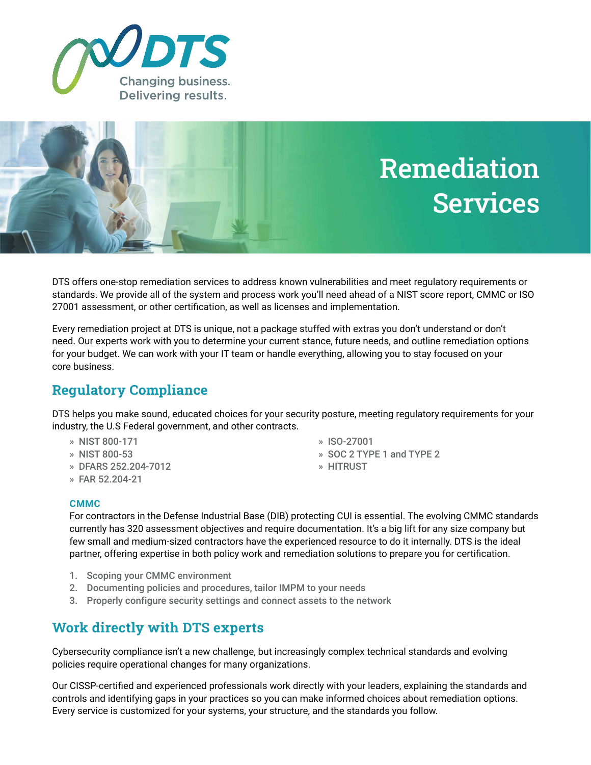DTS

Changing business.
Delivering results.

# Remediation Services

DTS offers one-stop remediation services to address known vulnerabilities and meet regulatory requirements or standards. We provide all of the system and process work you'll need ahead of a NIST score report, CMMC or ISO 27001 assessment, or other certification, as well as licenses and implementation.

Every remediation project at DTS is unique, not a package stuffed with extras you don't understand or don't need. Our experts work with you to determine your current stance, future needs, and outline remediation options for your budget. We can work with your IT team or handle everything, allowing you to stay focused on your core business.

## Regulatory Compliance

DTS helps you make sound, educated choices for your security posture, meeting regulatory requirements for your industry, the U.S Federal government, and other contracts.

- NIST 800-171
- NIST 800-53
- DFARS 252.204-7012
- FAR 52.204-21
- ISO-27001
- SOC 2 TYPE 1 and TYPE 2
- HITRUST

### CMMC

For contractors in the Defense Industrial Base (DIB) protecting CUI is essential. The evolving CMMC standards currently has 320 assessment objectives and require documentation. It's a big lift for any size company but few small and medium-sized contractors have the experienced resource to do it internally. DTS is the ideal partner, offering expertise in both policy work and remediation solutions to prepare you for certification.

1. Scoping your CMMC environment
2. Documenting policies and procedures, tailor IMPM to your needs
3. Properly configure security settings and connect assets to the network

## Work directly with DTS experts

Cybersecurity compliance isn't a new challenge, but increasingly complex technical standards and evolving policies require operational changes for many organizations.

Our CISSP-certified and experienced professionals work directly with your leaders, explaining the standards and controls and identifying gaps in your practices so you can make informed choices about remediation options. Every service is customized for your systems, your structure, and the standards you follow.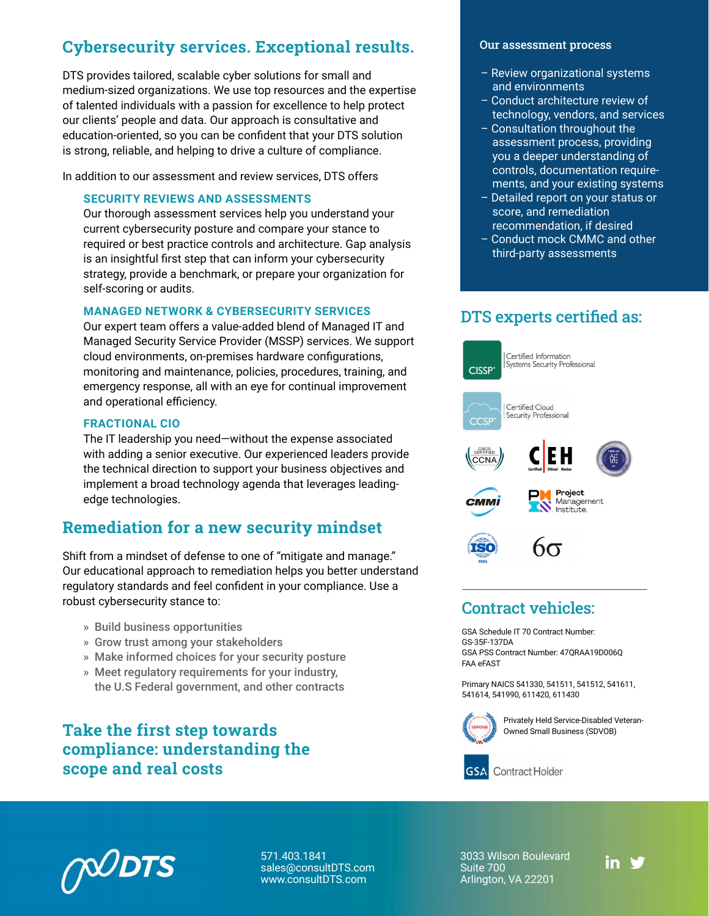## Cybersecurity services. Exceptional results.

DTS provides tailored, scalable cyber solutions for small and medium-sized organizations. We use top resources and the expertise of talented individuals with a passion for excellence to help protect our clients' people and data. Our approach is consultative and education-oriented, so you can be confident that your DTS solution is strong, reliable, and helping to drive a culture of compliance.

In addition to our assessment and review services, DTS offers

### SECURITY REVIEWS AND ASSESSMENTS

Our thorough assessment services help you understand your current cybersecurity posture and compare your stance to required or best practice controls and architecture. Gap analysis is an insightful first step that can inform your cybersecurity strategy, provide a benchmark, or prepare your organization for self-scoring or audits.

### MANAGED NETWORK & CYBERSECURITY SERVICES

Our expert team offers a value-added blend of Managed IT and Managed Security Service Provider (MSSP) services. We support cloud environments, on-premises hardware configurations, monitoring and maintenance, policies, procedures, training, and emergency response, all with an eye for continual improvement and operational efficiency.

### FRACTIONAL CIO

The IT leadership you need—without the expense associated with adding a senior executive. Our experienced leaders provide the technical direction to support your business objectives and implement a broad technology agenda that leverages leading-edge technologies.

## Remediation for a new security mindset

Shift from a mindset of defense to one of "mitigate and manage." Our educational approach to remediation helps you better understand regulatory standards and feel confident in your compliance. Use a robust cybersecurity stance to:

- Build business opportunities
- Grow trust among your stakeholders
- Make informed choices for your security posture
- Meet regulatory requirements for your industry, the U.S Federal government, and other contracts

## Take the first step towards compliance: understanding the scope and real costs

### Our assessment process

- Review organizational systems and environments
- Conduct architecture review of technology, vendors, and services
- Consultation throughout the assessment process, providing you a deeper understanding of controls, documentation requirements, and your existing systems
- Detailed report on your status or score, and remediation recommendation, if desired
- Conduct mock CMMC and other third-party assessments

## DTS experts certified as:

CISSP® Certified Information Systems Security Professional

CCSP® Certified Cloud Security Professional

Cisco Certified CCNA

C|EH Certified Ethical Hacker

CMMC-AB

CMMI

Project Management Institute

ISO 9001

6σ

## Contract vehicles:

GSA Schedule IT 70 Contract Number: GS-35F-137DA
GSA PSS Contract Number: 47QRAA19D006Q
FAA eFAST

Primary NAICS 541330, 541511, 541512, 541611, 541614, 541990, 611420, 611430

Privately Held Service-Disabled Veteran-Owned Small Business (SDVOB)

GSA Contract Holder

DTS

571.403.1841
sales@consultDTS.com
www.consultDTS.com

3033 Wilson Boulevard
Suite 700
Arlington, VA 22201